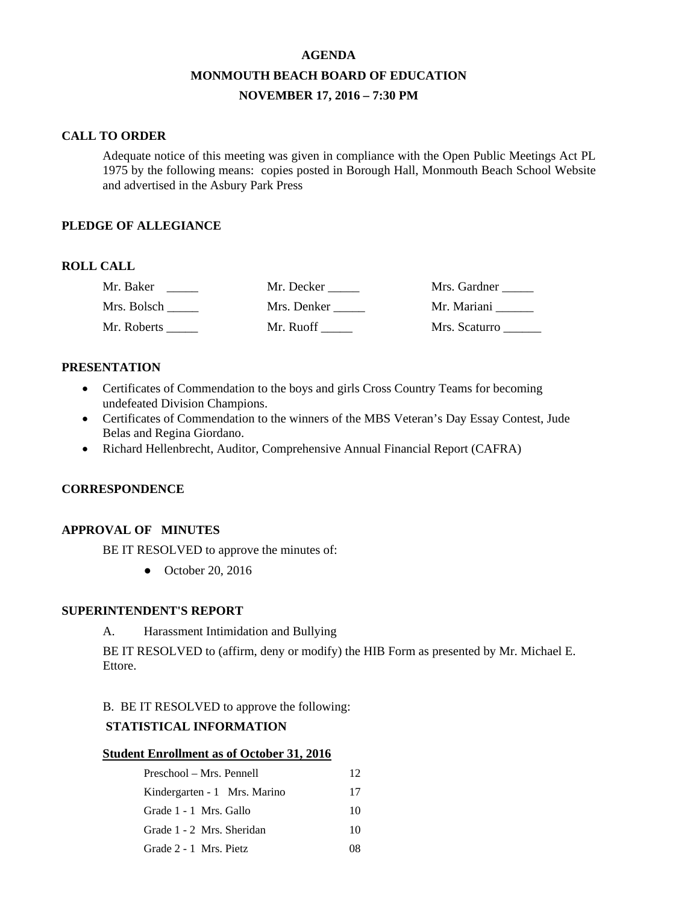# AGENDA

## MONMOUTH BEACH BOARD OF EDUCATION

## NOVEMBER 17, 2016 – 7:30 PM

### CALL TO ORDER

Adequate notice of this meeting was given in compliance with the Open Public Meetings Act PL 1975 by the following means: copies posted in Borough Hall, Monmouth Beach School Website and advertised in the Asbury Park Press

### PLEDGE OF ALLEGIANCE

### ROLL CALL

| | | |
|---|---|---|
| Mr. Baker _____ | Mr. Decker _____ | Mrs. Gardner _____ |
| Mrs. Bolsch _____ | Mrs. Denker _____ | Mr. Mariani ______ |
| Mr. Roberts _____ | Mr. Ruoff _____ | Mrs. Scaturro ______ |

### PRESENTATION

- Certificates of Commendation to the boys and girls Cross Country Teams for becoming undefeated Division Champions.
- Certificates of Commendation to the winners of the MBS Veteran's Day Essay Contest, Jude Belas and Regina Giordano.
- Richard Hellenbrecht, Auditor, Comprehensive Annual Financial Report (CAFRA)

### CORRESPONDENCE

### APPROVAL OF MINUTES

BE IT RESOLVED to approve the minutes of:

- October 20, 2016

### SUPERINTENDENT'S REPORT

A. Harassment Intimidation and Bullying

BE IT RESOLVED to (affirm, deny or modify) the HIB Form as presented by Mr. Michael E. Ettore.

B. BE IT RESOLVED to approve the following:

**STATISTICAL INFORMATION**

**Student Enrollment as of October 31, 2016**

| | |
|---|---|
| Preschool – Mrs. Pennell | 12 |
| Kindergarten - 1 Mrs. Marino | 17 |
| Grade 1 - 1 Mrs. Gallo | 10 |
| Grade 1 - 2 Mrs. Sheridan | 10 |
| Grade 2 - 1 Mrs. Pietz | 08 |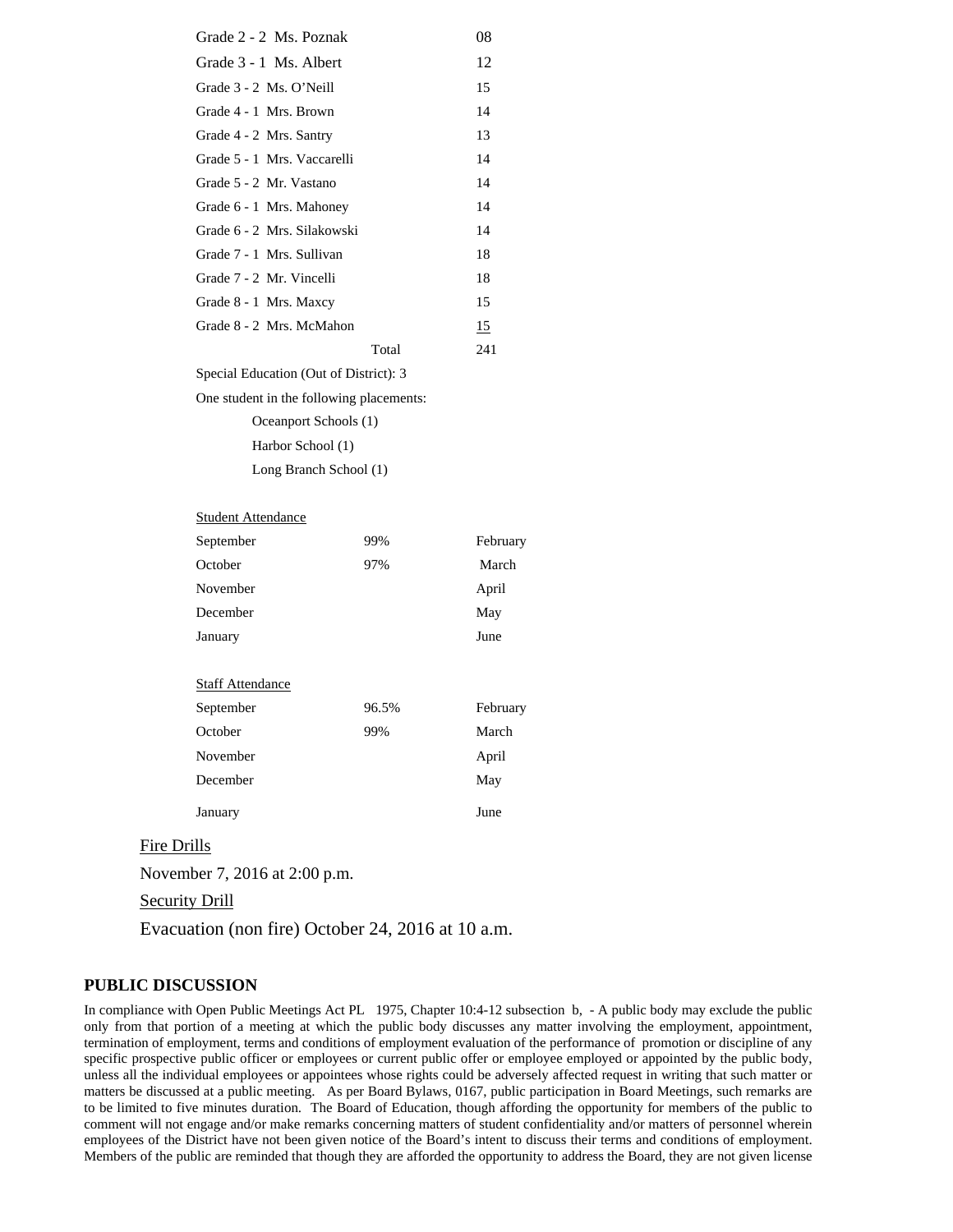| | |
|---|---|
| Grade 2 - 2 Ms. Poznak | 08 |
| Grade 3 - 1 Ms. Albert | 12 |
| Grade 3 - 2 Ms. O'Neill | 15 |
| Grade 4 - 1 Mrs. Brown | 14 |
| Grade 4 - 2 Mrs. Santry | 13 |
| Grade 5 - 1 Mrs. Vaccarelli | 14 |
| Grade 5 - 2 Mr. Vastano | 14 |
| Grade 6 - 1 Mrs. Mahoney | 14 |
| Grade 6 - 2 Mrs. Silakowski | 14 |
| Grade 7 - 1 Mrs. Sullivan | 18 |
| Grade 7 - 2 Mr. Vincelli | 18 |
| Grade 8 - 1 Mrs. Maxcy | 15 |
| Grade 8 - 2 Mrs. McMahon | 15 |
| Total | 241 |

Special Education (Out of District): 3

One student in the following placements:

- Oceanport Schools (1)
- Harbor School (1)
- Long Branch School (1)

Student Attendance

| | | |
|---|---|---|
| September | 99% | February |
| October | 97% | March |
| November | | April |
| December | | May |
| January | | June |

Staff Attendance

| | | |
|---|---|---|
| September | 96.5% | February |
| October | 99% | March |
| November | | April |
| December | | May |
| January | | June |

Fire Drills

November 7, 2016 at 2:00 p.m.

Security Drill

Evacuation (non fire) October 24, 2016 at 10 a.m.

## PUBLIC DISCUSSION

In compliance with Open Public Meetings Act PL 1975, Chapter 10:4-12 subsection b, - A public body may exclude the public only from that portion of a meeting at which the public body discusses any matter involving the employment, appointment, termination of employment, terms and conditions of employment evaluation of the performance of promotion or discipline of any specific prospective public officer or employees or current public offer or employee employed or appointed by the public body, unless all the individual employees or appointees whose rights could be adversely affected request in writing that such matter or matters be discussed at a public meeting. As per Board Bylaws, 0167, public participation in Board Meetings, such remarks are to be limited to five minutes duration. The Board of Education, though affording the opportunity for members of the public to comment will not engage and/or make remarks concerning matters of student confidentiality and/or matters of personnel wherein employees of the District have not been given notice of the Board's intent to discuss their terms and conditions of employment. Members of the public are reminded that though they are afforded the opportunity to address the Board, they are not given license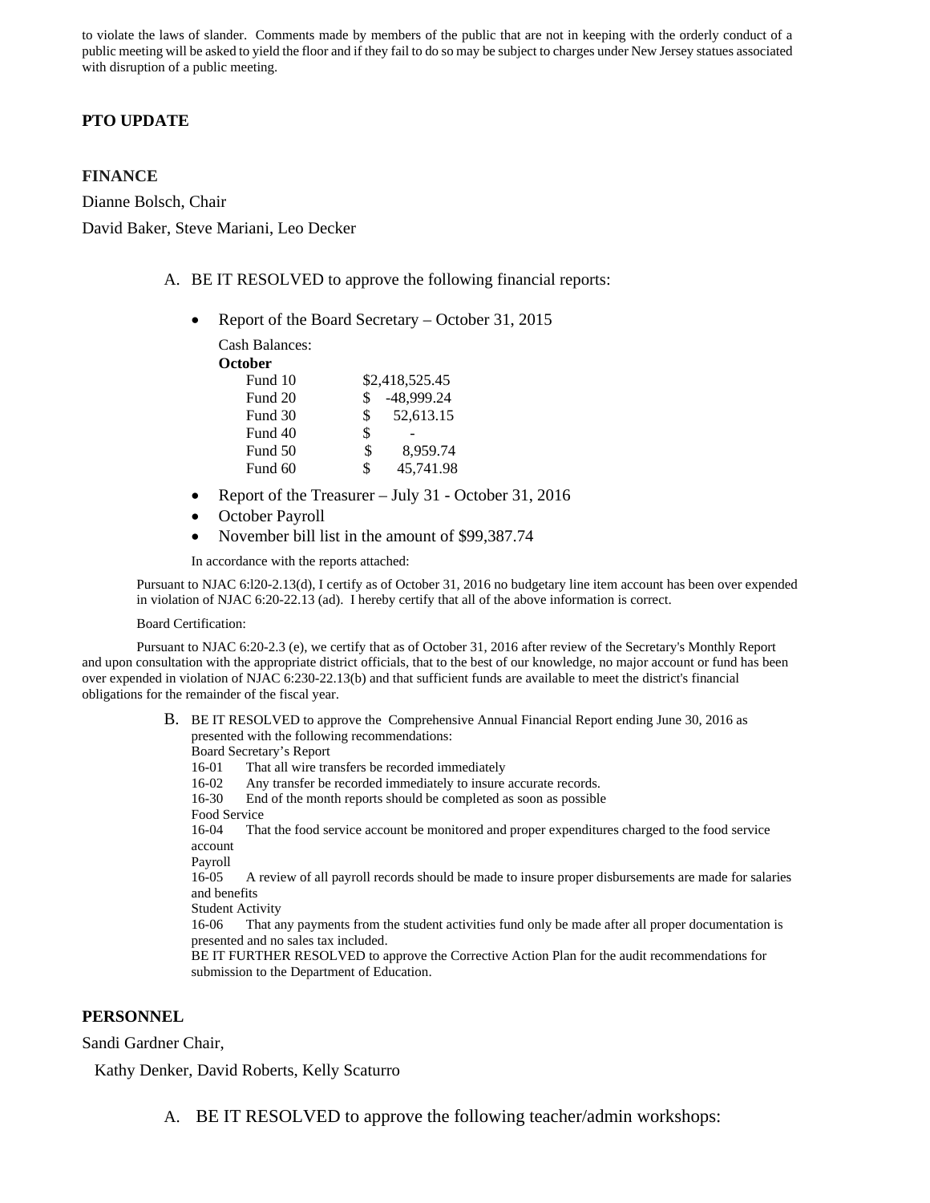to violate the laws of slander. Comments made by members of the public that are not in keeping with the orderly conduct of a public meeting will be asked to yield the floor and if they fail to do so may be subject to charges under New Jersey statues associated with disruption of a public meeting.

**PTO UPDATE**

**FINANCE**

Dianne Bolsch, Chair

David Baker, Steve Mariani, Leo Decker

A. BE IT RESOLVED to approve the following financial reports:

- Report of the Board Secretary – October 31, 2015

  Cash Balances:

  **October**

  | | |
  |---|---|
  | Fund 10 | $2,418,525.45 |
  | Fund 20 | $ -48,999.24 |
  | Fund 30 | $ 52,613.15 |
  | Fund 40 | $ - |
  | Fund 50 | $ 8,959.74 |
  | Fund 60 | $ 45,741.98 |

- Report of the Treasurer – July 31 - October 31, 2016
- October Payroll
- November bill list in the amount of $99,387.74

In accordance with the reports attached:

Pursuant to NJAC 6:l20-2.13(d), I certify as of October 31, 2016 no budgetary line item account has been over expended in violation of NJAC 6:20-22.13 (ad). I hereby certify that all of the above information is correct.

Board Certification:

Pursuant to NJAC 6:20-2.3 (e), we certify that as of October 31, 2016 after review of the Secretary's Monthly Report and upon consultation with the appropriate district officials, that to the best of our knowledge, no major account or fund has been over expended in violation of NJAC 6:230-22.13(b) and that sufficient funds are available to meet the district's financial obligations for the remainder of the fiscal year.

B. BE IT RESOLVED to approve the Comprehensive Annual Financial Report ending June 30, 2016 as presented with the following recommendations:

Board Secretary's Report

16-01 That all wire transfers be recorded immediately

16-02 Any transfer be recorded immediately to insure accurate records.

16-30 End of the month reports should be completed as soon as possible

Food Service

16-04 That the food service account be monitored and proper expenditures charged to the food service account

Payroll

16-05 A review of all payroll records should be made to insure proper disbursements are made for salaries and benefits

Student Activity

16-06 That any payments from the student activities fund only be made after all proper documentation is presented and no sales tax included.

BE IT FURTHER RESOLVED to approve the Corrective Action Plan for the audit recommendations for submission to the Department of Education.

**PERSONNEL**

Sandi Gardner Chair,

Kathy Denker, David Roberts, Kelly Scaturro

A. BE IT RESOLVED to approve the following teacher/admin workshops: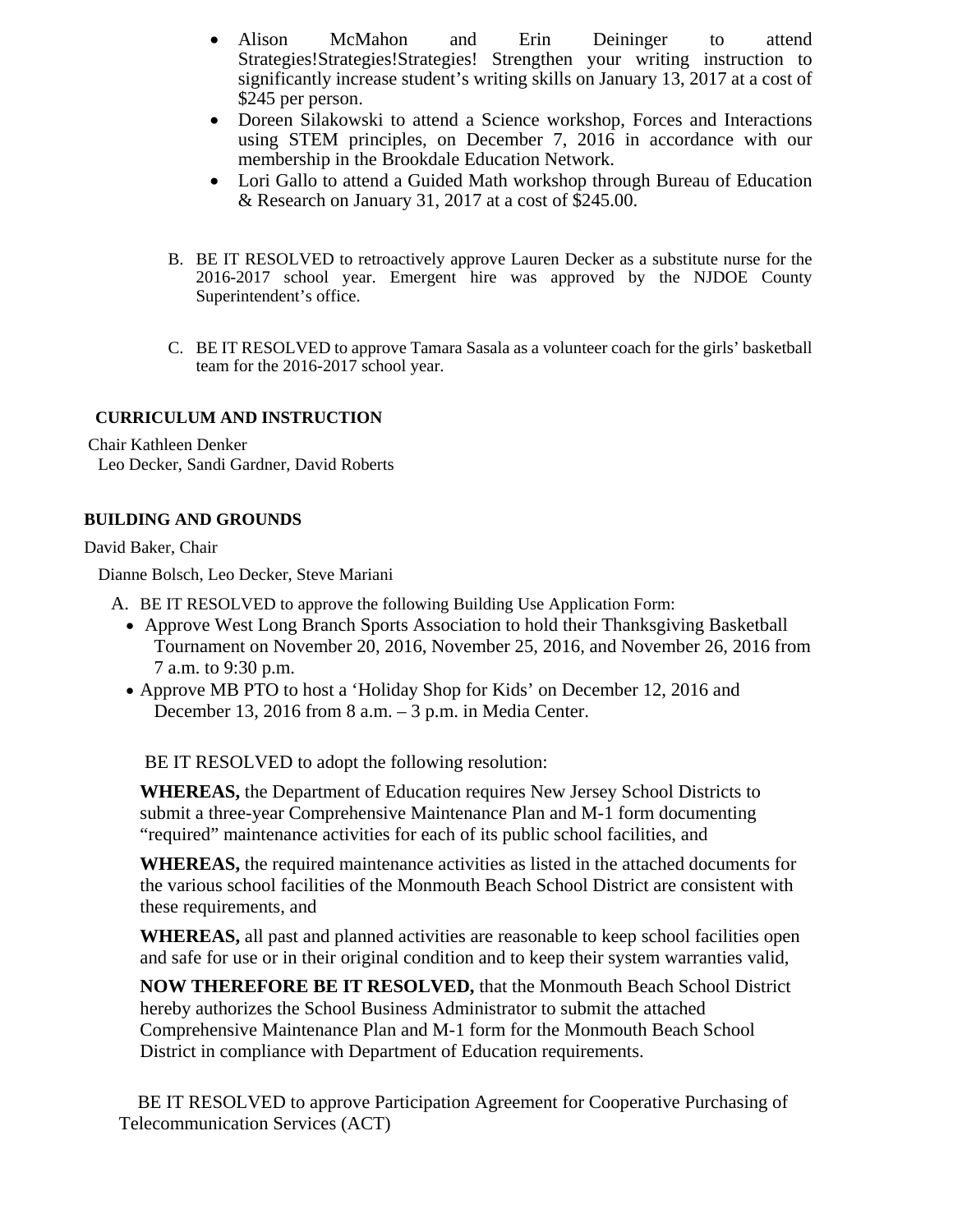- Alison McMahon and Erin Deininger to attend Strategies!Strategies!Strategies! Strengthen your writing instruction to significantly increase student's writing skills on January 13, 2017 at a cost of $245 per person.
- Doreen Silakowski to attend a Science workshop, Forces and Interactions using STEM principles, on December 7, 2016 in accordance with our membership in the Brookdale Education Network.
- Lori Gallo to attend a Guided Math workshop through Bureau of Education & Research on January 31, 2017 at a cost of $245.00.

B. BE IT RESOLVED to retroactively approve Lauren Decker as a substitute nurse for the 2016-2017 school year. Emergent hire was approved by the NJDOE County Superintendent's office.

C. BE IT RESOLVED to approve Tamara Sasala as a volunteer coach for the girls' basketball team for the 2016-2017 school year.

**CURRICULUM AND INSTRUCTION**

Chair Kathleen Denker
Leo Decker, Sandi Gardner, David Roberts

**BUILDING AND GROUNDS**

David Baker, Chair
Dianne Bolsch, Leo Decker, Steve Mariani

A. BE IT RESOLVED to approve the following Building Use Application Form:
- Approve West Long Branch Sports Association to hold their Thanksgiving Basketball Tournament on November 20, 2016, November 25, 2016, and November 26, 2016 from 7 a.m. to 9:30 p.m.
- Approve MB PTO to host a 'Holiday Shop for Kids' on December 12, 2016 and December 13, 2016 from 8 a.m. – 3 p.m. in Media Center.

BE IT RESOLVED to adopt the following resolution:

**WHEREAS,** the Department of Education requires New Jersey School Districts to submit a three-year Comprehensive Maintenance Plan and M-1 form documenting "required" maintenance activities for each of its public school facilities, and

**WHEREAS,** the required maintenance activities as listed in the attached documents for the various school facilities of the Monmouth Beach School District are consistent with these requirements, and

**WHEREAS,** all past and planned activities are reasonable to keep school facilities open and safe for use or in their original condition and to keep their system warranties valid,

**NOW THEREFORE BE IT RESOLVED,** that the Monmouth Beach School District hereby authorizes the School Business Administrator to submit the attached Comprehensive Maintenance Plan and M-1 form for the Monmouth Beach School District in compliance with Department of Education requirements.

BE IT RESOLVED to approve Participation Agreement for Cooperative Purchasing of Telecommunication Services (ACT)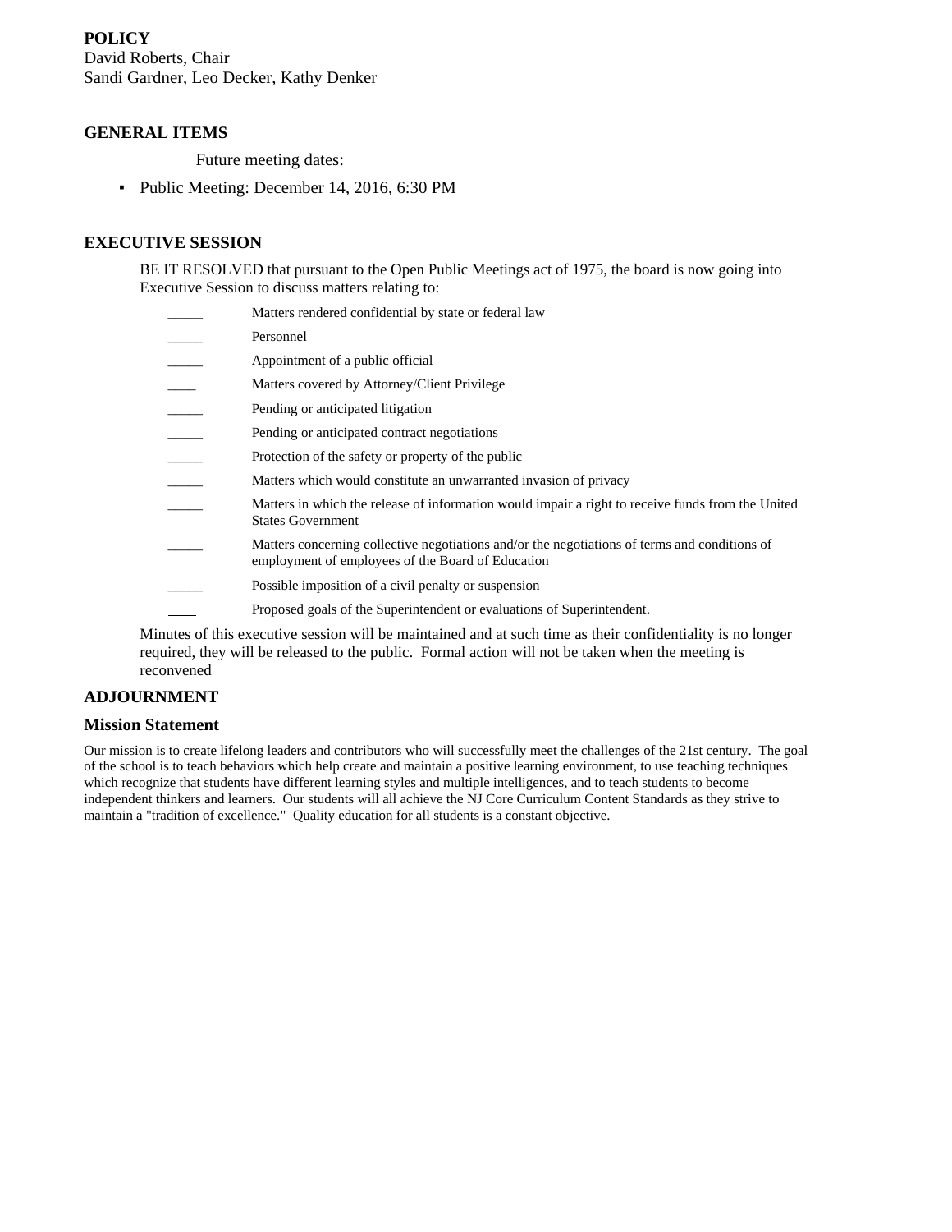**POLICY**
David Roberts, Chair
Sandi Gardner, Leo Decker, Kathy Denker

**GENERAL ITEMS**

Future meeting dates:

- Public Meeting: December 14, 2016, 6:30 PM

**EXECUTIVE SESSION**

BE IT RESOLVED that pursuant to the Open Public Meetings act of 1975, the board is now going into Executive Session to discuss matters relating to:

_____ Matters rendered confidential by state or federal law

_____ Personnel

_____ Appointment of a public official

____ Matters covered by Attorney/Client Privilege

_____ Pending or anticipated litigation

_____ Pending or anticipated contract negotiations

_____ Protection of the safety or property of the public

_____ Matters which would constitute an unwarranted invasion of privacy

_____ Matters in which the release of information would impair a right to receive funds from the United States Government

_____ Matters concerning collective negotiations and/or the negotiations of terms and conditions of employment of employees of the Board of Education

_____ Possible imposition of a civil penalty or suspension

____ Proposed goals of the Superintendent or evaluations of Superintendent.

Minutes of this executive session will be maintained and at such time as their confidentiality is no longer required, they will be released to the public. Formal action will not be taken when the meeting is reconvened

**ADJOURNMENT**

**Mission Statement**

Our mission is to create lifelong leaders and contributors who will successfully meet the challenges of the 21st century. The goal of the school is to teach behaviors which help create and maintain a positive learning environment, to use teaching techniques which recognize that students have different learning styles and multiple intelligences, and to teach students to become independent thinkers and learners. Our students will all achieve the NJ Core Curriculum Content Standards as they strive to maintain a "tradition of excellence." Quality education for all students is a constant objective.